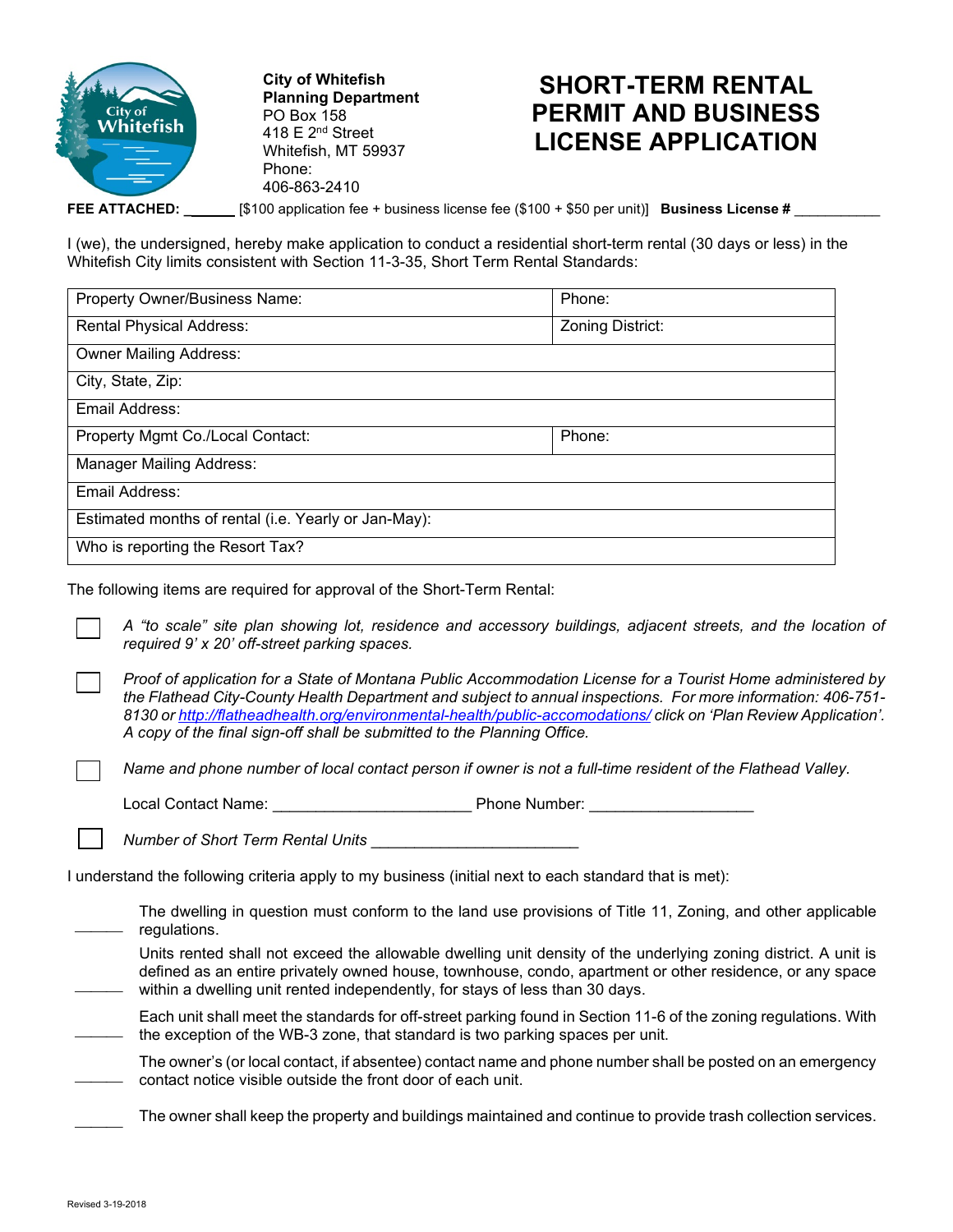**City of Whitefish**
**Planning Department**
PO Box 158
418 E 2nd Street
Whitefish, MT 59937
Phone:
406-863-2410

# SHORT-TERM RENTAL PERMIT AND BUSINESS LICENSE APPLICATION

**FEE ATTACHED:** _______ [$100 application fee + business license fee ($100 + $50 per unit)] **Business License #** ___________

I (we), the undersigned, hereby make application to conduct a residential short-term rental (30 days or less) in the Whitefish City limits consistent with Section 11-3-35, Short Term Rental Standards:

| Property Owner/Business Name: | Phone: |
|---|---|
| Rental Physical Address: | Zoning District: |
| Owner Mailing Address: | |
| City, State, Zip: | |
| Email Address: | |
| Property Mgmt Co./Local Contact: | Phone: |
| Manager Mailing Address: | |
| Email Address: | |
| Estimated months of rental (i.e. Yearly or Jan-May): | |
| Who is reporting the Resort Tax? | |

The following items are required for approval of the Short-Term Rental:

- ☐ *A "to scale" site plan showing lot, residence and accessory buildings, adjacent streets, and the location of required 9' x 20' off-street parking spaces.*
- ☐ *Proof of application for a State of Montana Public Accommodation License for a Tourist Home administered by the Flathead City-County Health Department and subject to annual inspections. For more information: 406-751-8130 or http://flatheadhealth.org/environmental-health/public-accomodations/ click on 'Plan Review Application'. A copy of the final sign-off shall be submitted to the Planning Office.*
- ☐ *Name and phone number of local contact person if owner is not a full-time resident of the Flathead Valley.*

  Local Contact Name: ______________________ Phone Number: __________________

- ☐ *Number of Short Term Rental Units* ______________________

I understand the following criteria apply to my business (initial next to each standard that is met):

______ The dwelling in question must conform to the land use provisions of Title 11, Zoning, and other applicable regulations.

______ Units rented shall not exceed the allowable dwelling unit density of the underlying zoning district. A unit is defined as an entire privately owned house, townhouse, condo, apartment or other residence, or any space within a dwelling unit rented independently, for stays of less than 30 days.

______ Each unit shall meet the standards for off-street parking found in Section 11-6 of the zoning regulations. With the exception of the WB-3 zone, that standard is two parking spaces per unit.

______ The owner's (or local contact, if absentee) contact name and phone number shall be posted on an emergency contact notice visible outside the front door of each unit.

______ The owner shall keep the property and buildings maintained and continue to provide trash collection services.

Revised 3-19-2018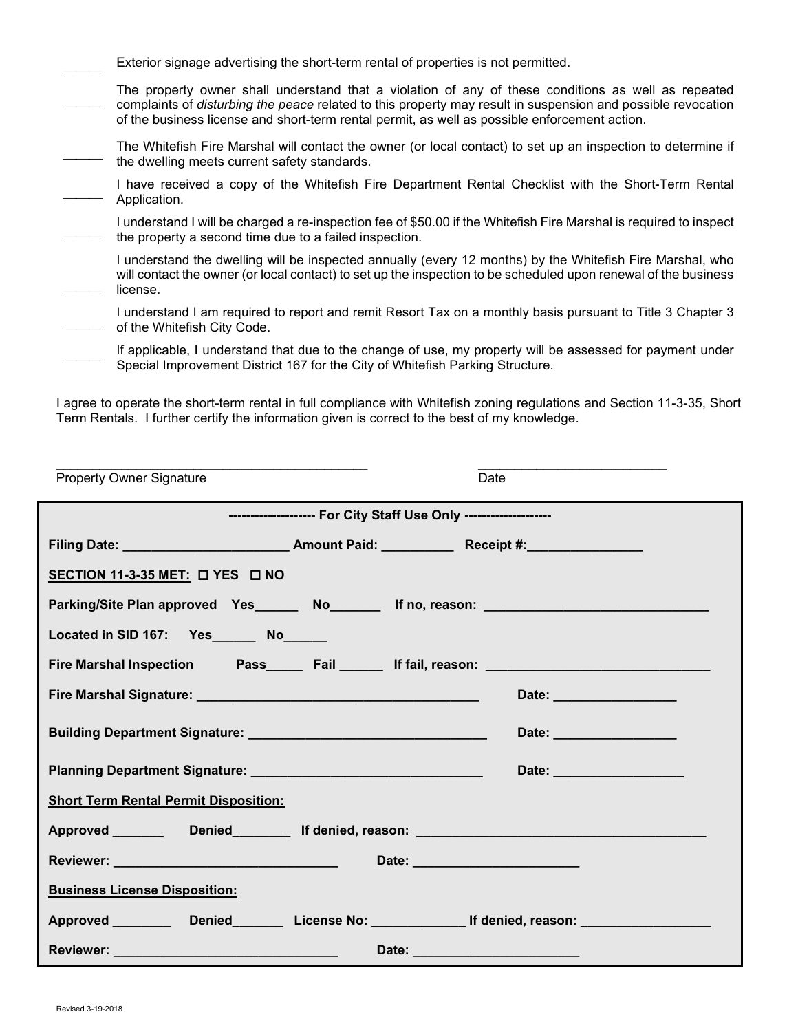______ Exterior signage advertising the short-term rental of properties is not permitted.

______ The property owner shall understand that a violation of any of these conditions as well as repeated complaints of *disturbing the peace* related to this property may result in suspension and possible revocation of the business license and short-term rental permit, as well as possible enforcement action.

______ The Whitefish Fire Marshal will contact the owner (or local contact) to set up an inspection to determine if the dwelling meets current safety standards.

______ I have received a copy of the Whitefish Fire Department Rental Checklist with the Short-Term Rental Application.

______ I understand I will be charged a re-inspection fee of $50.00 if the Whitefish Fire Marshal is required to inspect the property a second time due to a failed inspection.

______ I understand the dwelling will be inspected annually (every 12 months) by the Whitefish Fire Marshal, who will contact the owner (or local contact) to set up the inspection to be scheduled upon renewal of the business license.

______ I understand I am required to report and remit Resort Tax on a monthly basis pursuant to Title 3 Chapter 3 of the Whitefish City Code.

______ If applicable, I understand that due to the change of use, my property will be assessed for payment under Special Improvement District 167 for the City of Whitefish Parking Structure.

I agree to operate the short-term rental in full compliance with Whitefish zoning regulations and Section 11-3-35, Short Term Rentals. I further certify the information given is correct to the best of my knowledge.

_____________________________________________ Property Owner Signature

___________________________ Date

**-------------------- For City Staff Use Only --------------------**

**Filing Date: ______________________ Amount Paid: __________ Receipt #:________________**

**SECTION 11-3-35 MET: ☐ YES ☐ NO**

**Parking/Site Plan approved Yes______ No_______ If no, reason: ______________________________**

**Located in SID 167: Yes______ No______**

**Fire Marshal Inspection Pass_____ Fail ______ If fail, reason: ______________________________**

**Fire Marshal Signature: ______________________________________ Date: _________________**

**Building Department Signature: ________________________________ Date: _________________**

**Planning Department Signature: _______________________________ Date: __________________**

**Short Term Rental Permit Disposition:**

**Approved _______ Denied________ If denied, reason: ______________________________________**

**Reviewer: ______________________________ Date: ______________________**

**Business License Disposition:**

**Approved ________ Denied_______ License No: ____________ If denied, reason: __________________**

**Reviewer: ______________________________ Date: ______________________**

Revised 3-19-2018